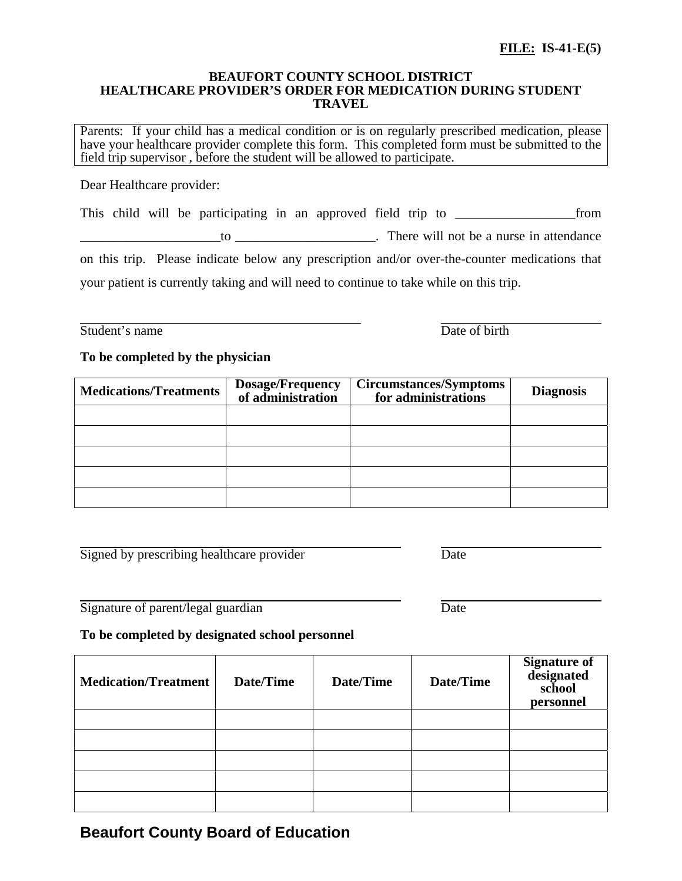**FILE: IS-41-E(5)**

# BEAUFORT COUNTY SCHOOL DISTRICT
## HEALTHCARE PROVIDER'S ORDER FOR MEDICATION DURING STUDENT TRAVEL

> Parents: If your child has a medical condition or is on regularly prescribed medication, please have your healthcare provider complete this form. This completed form must be submitted to the field trip supervisor , before the student will be allowed to participate.

Dear Healthcare provider:

This child will be participating in an approved field trip to __________________from _____________________to _____________________. There will not be a nurse in attendance on this trip. Please indicate below any prescription and/or over-the-counter medications that your patient is currently taking and will need to continue to take while on this trip.

_____________________________________________ &nbsp;&nbsp;&nbsp;&nbsp; _________________________

Student's name &nbsp;&nbsp;&nbsp;&nbsp; Date of birth

**To be completed by the physician**

| Medications/Treatments | Dosage/Frequency of administration | Circumstances/Symptoms for administrations | Diagnosis |
|---|---|---|---|
| | | | |
| | | | |
| | | | |
| | | | |
| | | | |

_____________________________________________ &nbsp;&nbsp;&nbsp;&nbsp; _________________________

Signed by prescribing healthcare provider &nbsp;&nbsp;&nbsp;&nbsp; Date

_____________________________________________ &nbsp;&nbsp;&nbsp;&nbsp; _________________________

Signature of parent/legal guardian &nbsp;&nbsp;&nbsp;&nbsp; Date

**To be completed by designated school personnel**

| Medication/Treatment | Date/Time | Date/Time | Date/Time | Signature of designated school personnel |
|---|---|---|---|---|
| | | | | |
| | | | | |
| | | | | |
| | | | | |
| | | | | |

**Beaufort County Board of Education**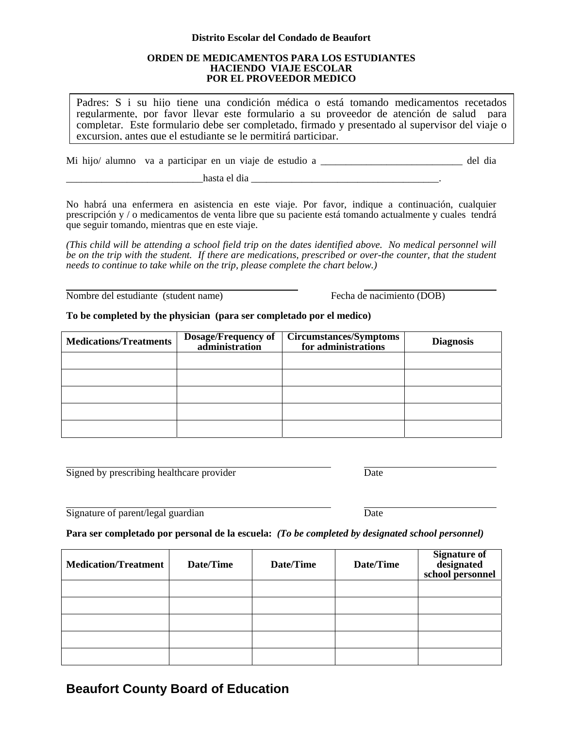**Distrito Escolar del Condado de Beaufort**

**ORDEN DE MEDICAMENTOS PARA LOS ESTUDIANTES HACIENDO VIAJE ESCOLAR POR EL PROVEEDOR MEDICO**

Padres: Si su hijo tiene una condición médica o está tomando medicamentos recetados regularmente, por favor llevar este formulario a su proveedor de atención de salud para completar. Este formulario debe ser completado, firmado y presentado al supervisor del viaje o excursion, antes que el estudiante se le permitirá participar.

Mi hijo/ alumno va a participar en un viaje de estudio a ____________________________ del dia ___________________________hasta el dia _____________________________________.

No habrá una enfermera en asistencia en este viaje. Por favor, indique a continuación, cualquier prescripción y / o medicamentos de venta libre que su paciente está tomando actualmente y cuales tendrá que seguir tomando, mientras que en este viaje.

*(This child will be attending a school field trip on the dates identified above. No medical personnel will be on the trip with the student. If there are medications, prescribed or over-the counter, that the student needs to continue to take while on the trip, please complete the chart below.)*

_______________________________________ _______________________

Nombre del estudiante (student name) Fecha de nacimiento (DOB)

**To be completed by the physician (para ser completado por el medico)**

| Medications/Treatments | Dosage/Frequency of administration | Circumstances/Symptoms for administrations | Diagnosis |
|---|---|---|---|
| | | | |
| | | | |
| | | | |
| | | | |
| | | | |

_______________________________________ _______________________

Signed by prescribing healthcare provider Date

_______________________________________ _______________________

Signature of parent/legal guardian Date

**Para ser completado por personal de la escuela:** ***(To be completed by designated school personnel)***

| Medication/Treatment | Date/Time | Date/Time | Date/Time | Signature of designated school personnel |
|---|---|---|---|---|
| | | | | |
| | | | | |
| | | | | |
| | | | | |
| | | | | |

**Beaufort County Board of Education**